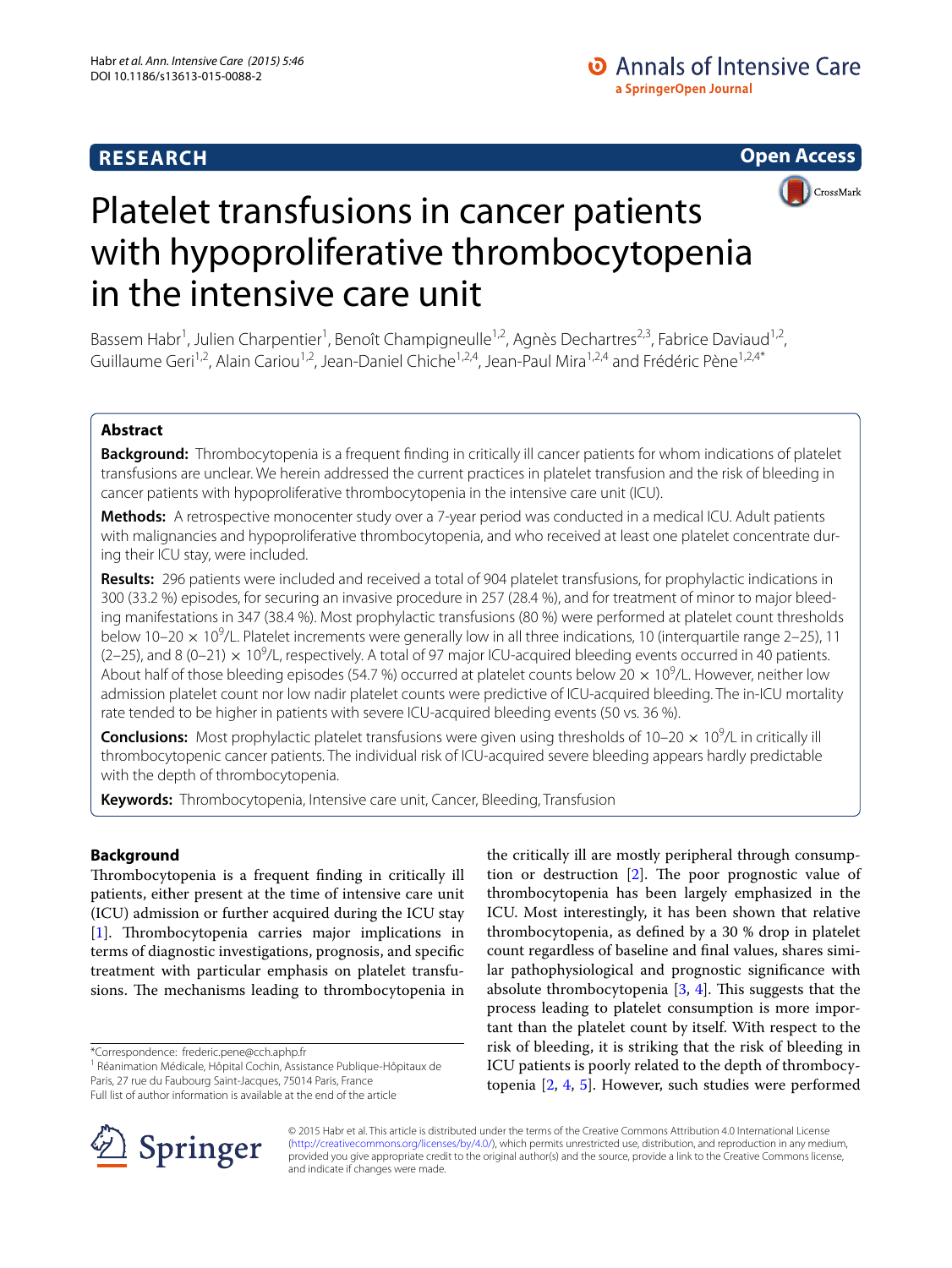RESEARCH

Open Access

# Platelet transfusions in cancer patients with hypoproliferative thrombocytopenia in the intensive care unit

Bassem Habr[1], Julien Charpentier[1], Benoît Champigneulle[1,2], Agnès Dechartres[2,3], Fabrice Daviaud[1,2], Guillaume Geri[1,2], Alain Cariou[1,2], Jean-Daniel Chiche[1,2,4], Jean-Paul Mira[1,2,4] and Frédéric Pène[1,2,4*]

## Abstract

**Background:** Thrombocytopenia is a frequent finding in critically ill cancer patients for whom indications of platelet transfusions are unclear. We herein addressed the current practices in platelet transfusion and the risk of bleeding in cancer patients with hypoproliferative thrombocytopenia in the intensive care unit (ICU).

**Methods:** A retrospective monocenter study over a 7-year period was conducted in a medical ICU. Adult patients with malignancies and hypoproliferative thrombocytopenia, and who received at least one platelet concentrate during their ICU stay, were included.

**Results:** 296 patients were included and received a total of 904 platelet transfusions, for prophylactic indications in 300 (33.2 %) episodes, for securing an invasive procedure in 257 (28.4 %), and for treatment of minor to major bleeding manifestations in 347 (38.4 %). Most prophylactic transfusions (80 %) were performed at platelet count thresholds below 10–20 × $10^9$/L. Platelet increments were generally low in all three indications, 10 (interquartile range 2–25), 11 (2–25), and 8 (0–21) × $10^9$/L, respectively. A total of 97 major ICU-acquired bleeding events occurred in 40 patients. About half of those bleeding episodes (54.7 %) occurred at platelet counts below 20 × $10^9$/L. However, neither low admission platelet count nor low nadir platelet counts were predictive of ICU-acquired bleeding. The in-ICU mortality rate tended to be higher in patients with severe ICU-acquired bleeding events (50 vs. 36 %).

**Conclusions:** Most prophylactic platelet transfusions were given using thresholds of 10–20 × $10^9$/L in critically ill thrombocytopenic cancer patients. The individual risk of ICU-acquired severe bleeding appears hardly predictable with the depth of thrombocytopenia.

**Keywords:** Thrombocytopenia, Intensive care unit, Cancer, Bleeding, Transfusion

## Background

Thrombocytopenia is a frequent finding in critically ill patients, either present at the time of intensive care unit (ICU) admission or further acquired during the ICU stay [1]. Thrombocytopenia carries major implications in terms of diagnostic investigations, prognosis, and specific treatment with particular emphasis on platelet transfusions. The mechanisms leading to thrombocytopenia in the critically ill are mostly peripheral through consumption or destruction [2]. The poor prognostic value of thrombocytopenia has been largely emphasized in the ICU. Most interestingly, it has been shown that relative thrombocytopenia, as defined by a 30 % drop in platelet count regardless of baseline and final values, shares similar pathophysiological and prognostic significance with absolute thrombocytopenia [3, 4]. This suggests that the process leading to platelet consumption is more important than the platelet count by itself. With respect to the risk of bleeding, it is striking that the risk of bleeding in ICU patients is poorly related to the depth of thrombocytopenia [2, 4, 5]. However, such studies were performed

*Correspondence: frederic.pene@cch.aphp.fr
[1] Réanimation Médicale, Hôpital Cochin, Assistance Publique-Hôpitaux de Paris, 27 rue du Faubourg Saint-Jacques, 75014 Paris, France
Full list of author information is available at the end of the article

© 2015 Habr et al. This article is distributed under the terms of the Creative Commons Attribution 4.0 International License (http://creativecommons.org/licenses/by/4.0/), which permits unrestricted use, distribution, and reproduction in any medium, provided you give appropriate credit to the original author(s) and the source, provide a link to the Creative Commons license, and indicate if changes were made.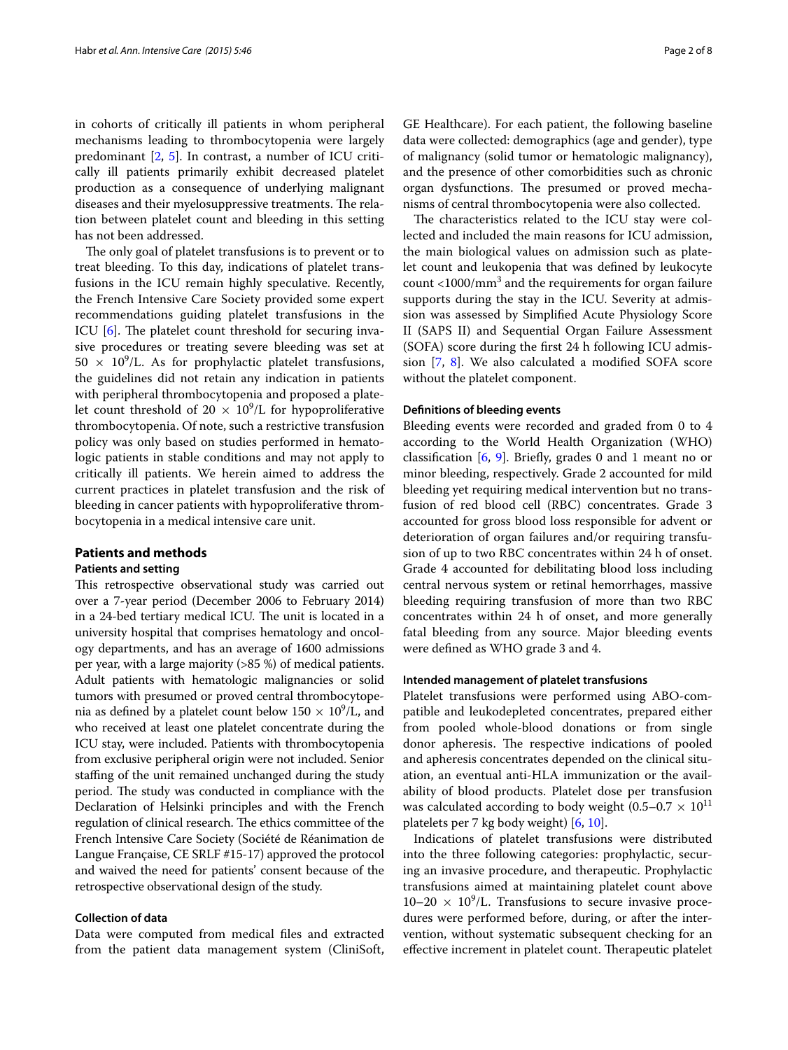in cohorts of critically ill patients in whom peripheral mechanisms leading to thrombocytopenia were largely predominant [2, 5]. In contrast, a number of ICU critically ill patients primarily exhibit decreased platelet production as a consequence of underlying malignant diseases and their myelosuppressive treatments. The relation between platelet count and bleeding in this setting has not been addressed.

The only goal of platelet transfusions is to prevent or to treat bleeding. To this day, indications of platelet transfusions in the ICU remain highly speculative. Recently, the French Intensive Care Society provided some expert recommendations guiding platelet transfusions in the ICU [6]. The platelet count threshold for securing invasive procedures or treating severe bleeding was set at $50 \times 10^9$/L. As for prophylactic platelet transfusions, the guidelines did not retain any indication in patients with peripheral thrombocytopenia and proposed a platelet count threshold of $20 \times 10^9$/L for hypoproliferative thrombocytopenia. Of note, such a restrictive transfusion policy was only based on studies performed in hematologic patients in stable conditions and may not apply to critically ill patients. We herein aimed to address the current practices in platelet transfusion and the risk of bleeding in cancer patients with hypoproliferative thrombocytopenia in a medical intensive care unit.

## Patients and methods

### Patients and setting

This retrospective observational study was carried out over a 7-year period (December 2006 to February 2014) in a 24-bed tertiary medical ICU. The unit is located in a university hospital that comprises hematology and oncology departments, and has an average of 1600 admissions per year, with a large majority (>85 %) of medical patients. Adult patients with hematologic malignancies or solid tumors with presumed or proved central thrombocytopenia as defined by a platelet count below $150 \times 10^9$/L, and who received at least one platelet concentrate during the ICU stay, were included. Patients with thrombocytopenia from exclusive peripheral origin were not included. Senior staffing of the unit remained unchanged during the study period. The study was conducted in compliance with the Declaration of Helsinki principles and with the French regulation of clinical research. The ethics committee of the French Intensive Care Society (Société de Réanimation de Langue Française, CE SRLF #15-17) approved the protocol and waived the need for patients' consent because of the retrospective observational design of the study.

### Collection of data

Data were computed from medical files and extracted from the patient data management system (CliniSoft, GE Healthcare). For each patient, the following baseline data were collected: demographics (age and gender), type of malignancy (solid tumor or hematologic malignancy), and the presence of other comorbidities such as chronic organ dysfunctions. The presumed or proved mechanisms of central thrombocytopenia were also collected.

The characteristics related to the ICU stay were collected and included the main reasons for ICU admission, the main biological values on admission such as platelet count and leukopenia that was defined by leukocyte count $<1000/\text{mm}^3$ and the requirements for organ failure supports during the stay in the ICU. Severity at admission was assessed by Simplified Acute Physiology Score II (SAPS II) and Sequential Organ Failure Assessment (SOFA) score during the first 24 h following ICU admission [7, 8]. We also calculated a modified SOFA score without the platelet component.

### Definitions of bleeding events

Bleeding events were recorded and graded from 0 to 4 according to the World Health Organization (WHO) classification [6, 9]. Briefly, grades 0 and 1 meant no or minor bleeding, respectively. Grade 2 accounted for mild bleeding yet requiring medical intervention but no transfusion of red blood cell (RBC) concentrates. Grade 3 accounted for gross blood loss responsible for advent or deterioration of organ failures and/or requiring transfusion of up to two RBC concentrates within 24 h of onset. Grade 4 accounted for debilitating blood loss including central nervous system or retinal hemorrhages, massive bleeding requiring transfusion of more than two RBC concentrates within 24 h of onset, and more generally fatal bleeding from any source. Major bleeding events were defined as WHO grade 3 and 4.

### Intended management of platelet transfusions

Platelet transfusions were performed using ABO-compatible and leukodepleted concentrates, prepared either from pooled whole-blood donations or from single donor apheresis. The respective indications of pooled and apheresis concentrates depended on the clinical situation, an eventual anti-HLA immunization or the availability of blood products. Platelet dose per transfusion was calculated according to body weight ($0.5–0.7 \times 10^{11}$ platelets per 7 kg body weight) [6, 10].

Indications of platelet transfusions were distributed into the three following categories: prophylactic, securing an invasive procedure, and therapeutic. Prophylactic transfusions aimed at maintaining platelet count above $10–20 \times 10^9$/L. Transfusions to secure invasive procedures were performed before, during, or after the intervention, without systematic subsequent checking for an effective increment in platelet count. Therapeutic platelet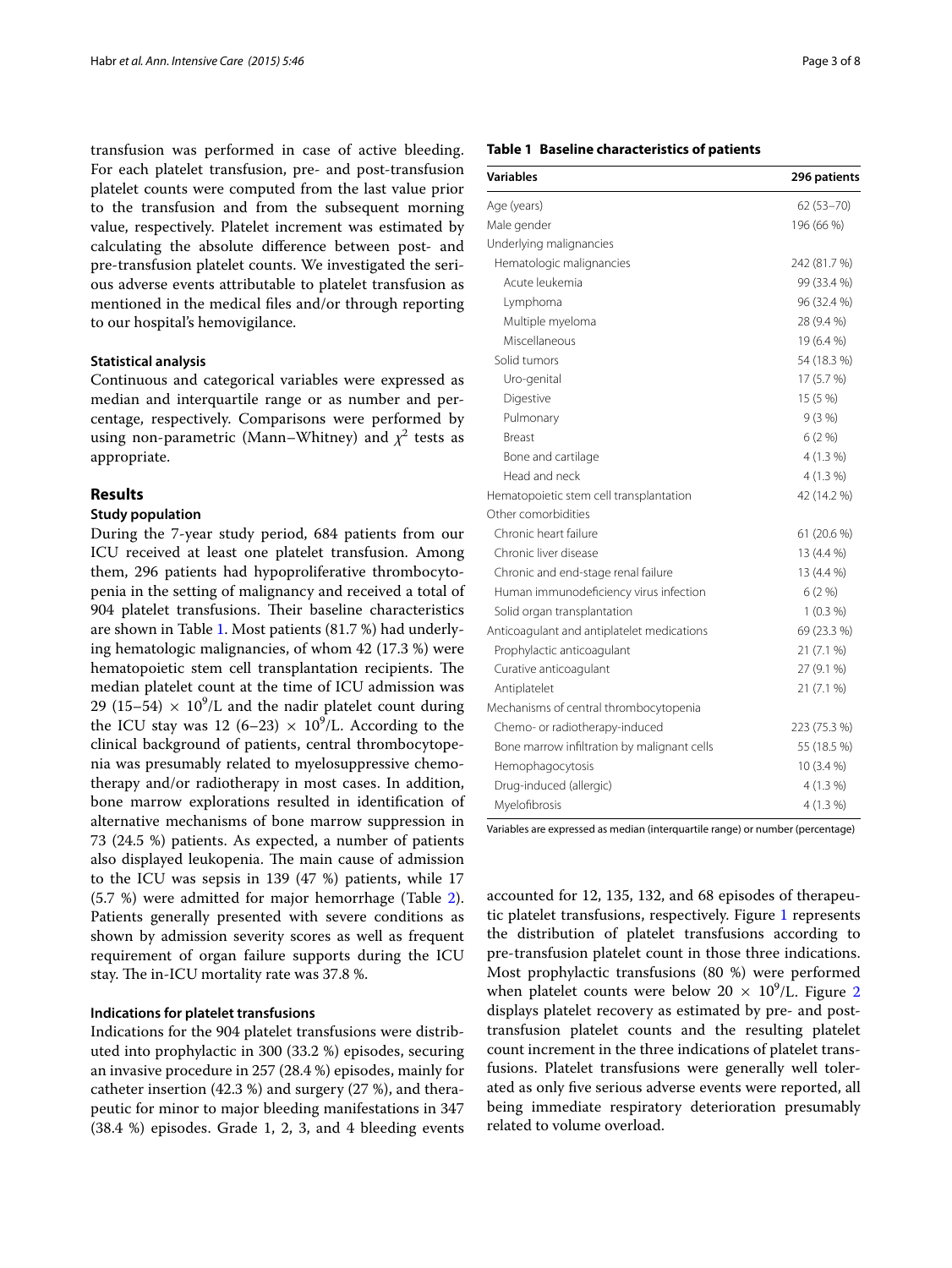transfusion was performed in case of active bleeding. For each platelet transfusion, pre- and post-transfusion platelet counts were computed from the last value prior to the transfusion and from the subsequent morning value, respectively. Platelet increment was estimated by calculating the absolute difference between post- and pre-transfusion platelet counts. We investigated the serious adverse events attributable to platelet transfusion as mentioned in the medical files and/or through reporting to our hospital's hemovigilance.

### Statistical analysis

Continuous and categorical variables were expressed as median and interquartile range or as number and percentage, respectively. Comparisons were performed by using non-parametric (Mann–Whitney) and $\chi^2$ tests as appropriate.

## Results

### Study population

During the 7-year study period, 684 patients from our ICU received at least one platelet transfusion. Among them, 296 patients had hypoproliferative thrombocytopenia in the setting of malignancy and received a total of 904 platelet transfusions. Their baseline characteristics are shown in Table 1. Most patients (81.7 %) had underlying hematologic malignancies, of whom 42 (17.3 %) were hematopoietic stem cell transplantation recipients. The median platelet count at the time of ICU admission was 29 (15–54) $\times$ $10^9$/L and the nadir platelet count during the ICU stay was 12 (6–23) $\times$ $10^9$/L. According to the clinical background of patients, central thrombocytopenia was presumably related to myelosuppressive chemotherapy and/or radiotherapy in most cases. In addition, bone marrow explorations resulted in identification of alternative mechanisms of bone marrow suppression in 73 (24.5 %) patients. As expected, a number of patients also displayed leukopenia. The main cause of admission to the ICU was sepsis in 139 (47 %) patients, while 17 (5.7 %) were admitted for major hemorrhage (Table 2). Patients generally presented with severe conditions as shown by admission severity scores as well as frequent requirement of organ failure supports during the ICU stay. The in-ICU mortality rate was 37.8 %.

### Indications for platelet transfusions

Indications for the 904 platelet transfusions were distributed into prophylactic in 300 (33.2 %) episodes, securing an invasive procedure in 257 (28.4 %) episodes, mainly for catheter insertion (42.3 %) and surgery (27 %), and therapeutic for minor to major bleeding manifestations in 347 (38.4 %) episodes. Grade 1, 2, 3, and 4 bleeding events accounted for 12, 135, 132, and 68 episodes of therapeutic platelet transfusions, respectively. Figure 1 represents the distribution of platelet transfusions according to pre-transfusion platelet count in those three indications. Most prophylactic transfusions (80 %) were performed when platelet counts were below 20 $\times$ $10^9$/L. Figure 2 displays platelet recovery as estimated by pre- and post-transfusion platelet counts and the resulting platelet count increment in the three indications of platelet transfusions. Platelet transfusions were generally well tolerated as only five serious adverse events were reported, all being immediate respiratory deterioration presumably related to volume overload.

**Table 1 Baseline characteristics of patients**

| Variables | 296 patients |
|---|---|
| Age (years) | 62 (53–70) |
| Male gender | 196 (66 %) |
| Underlying malignancies | |
| Hematologic malignancies | 242 (81.7 %) |
| Acute leukemia | 99 (33.4 %) |
| Lymphoma | 96 (32.4 %) |
| Multiple myeloma | 28 (9.4 %) |
| Miscellaneous | 19 (6.4 %) |
| Solid tumors | 54 (18.3 %) |
| Uro-genital | 17 (5.7 %) |
| Digestive | 15 (5 %) |
| Pulmonary | 9 (3 %) |
| Breast | 6 (2 %) |
| Bone and cartilage | 4 (1.3 %) |
| Head and neck | 4 (1.3 %) |
| Hematopoietic stem cell transplantation | 42 (14.2 %) |
| Other comorbidities | |
| Chronic heart failure | 61 (20.6 %) |
| Chronic liver disease | 13 (4.4 %) |
| Chronic and end-stage renal failure | 13 (4.4 %) |
| Human immunodeficiency virus infection | 6 (2 %) |
| Solid organ transplantation | 1 (0.3 %) |
| Anticoagulant and antiplatelet medications | 69 (23.3 %) |
| Prophylactic anticoagulant | 21 (7.1 %) |
| Curative anticoagulant | 27 (9.1 %) |
| Antiplatelet | 21 (7.1 %) |
| Mechanisms of central thrombocytopenia | |
| Chemo- or radiotherapy-induced | 223 (75.3 %) |
| Bone marrow infiltration by malignant cells | 55 (18.5 %) |
| Hemophagocytosis | 10 (3.4 %) |
| Drug-induced (allergic) | 4 (1.3 %) |
| Myelofibrosis | 4 (1.3 %) |

Variables are expressed as median (interquartile range) or number (percentage)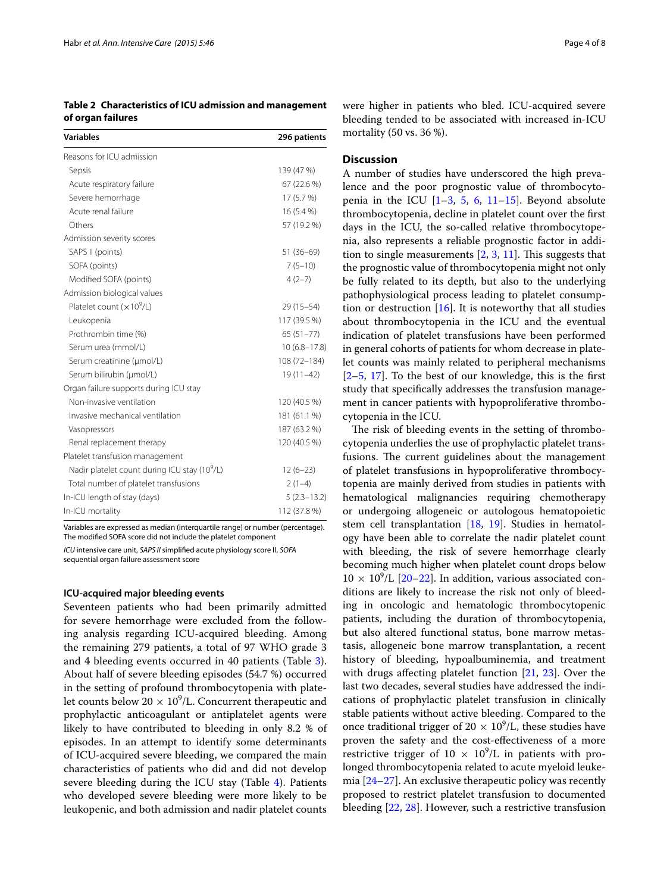**Table 2 Characteristics of ICU admission and management of organ failures**

| Variables | 296 patients |
|---|---|
| Reasons for ICU admission | |
| Sepsis | 139 (47 %) |
| Acute respiratory failure | 67 (22.6 %) |
| Severe hemorrhage | 17 (5.7 %) |
| Acute renal failure | 16 (5.4 %) |
| Others | 57 (19.2 %) |
| Admission severity scores | |
| SAPS II (points) | 51 (36–69) |
| SOFA (points) | 7 (5–10) |
| Modified SOFA (points) | 4 (2–7) |
| Admission biological values | |
| Platelet count ($\times 10^9$/L) | 29 (15–54) |
| Leukopenia | 117 (39.5 %) |
| Prothrombin time (%) | 65 (51–77) |
| Serum urea (mmol/L) | 10 (6.8–17.8) |
| Serum creatinine (μmol/L) | 108 (72–184) |
| Serum bilirubin (μmol/L) | 19 (11–42) |
| Organ failure supports during ICU stay | |
| Non-invasive ventilation | 120 (40.5 %) |
| Invasive mechanical ventilation | 181 (61.1 %) |
| Vasopressors | 187 (63.2 %) |
| Renal replacement therapy | 120 (40.5 %) |
| Platelet transfusion management | |
| Nadir platelet count during ICU stay ($10^9$/L) | 12 (6–23) |
| Total number of platelet transfusions | 2 (1–4) |
| In-ICU length of stay (days) | 5 (2.3–13.2) |
| In-ICU mortality | 112 (37.8 %) |

Variables are expressed as median (interquartile range) or number (percentage). The modified SOFA score did not include the platelet component

*ICU* intensive care unit, *SAPS II* simplified acute physiology score II, *SOFA* sequential organ failure assessment score

#### ICU-acquired major bleeding events

Seventeen patients who had been primarily admitted for severe hemorrhage were excluded from the following analysis regarding ICU-acquired bleeding. Among the remaining 279 patients, a total of 97 WHO grade 3 and 4 bleeding events occurred in 40 patients (Table 3). About half of severe bleeding episodes (54.7 %) occurred in the setting of profound thrombocytopenia with platelet counts below $20 \times 10^9$/L. Concurrent therapeutic and prophylactic anticoagulant or antiplatelet agents were likely to have contributed to bleeding in only 8.2 % of episodes. In an attempt to identify some determinants of ICU-acquired severe bleeding, we compared the main characteristics of patients who did and did not develop severe bleeding during the ICU stay (Table 4). Patients who developed severe bleeding were more likely to be leukopenic, and both admission and nadir platelet counts were higher in patients who bled. ICU-acquired severe bleeding tended to be associated with increased in-ICU mortality (50 vs. 36 %).

## Discussion

A number of studies have underscored the high prevalence and the poor prognostic value of thrombocytopenia in the ICU [1–3, 5, 6, 11–15]. Beyond absolute thrombocytopenia, decline in platelet count over the first days in the ICU, the so-called relative thrombocytopenia, also represents a reliable prognostic factor in addition to single measurements [2, 3, 11]. This suggests that the prognostic value of thrombocytopenia might not only be fully related to its depth, but also to the underlying pathophysiological process leading to platelet consumption or destruction [16]. It is noteworthy that all studies about thrombocytopenia in the ICU and the eventual indication of platelet transfusions have been performed in general cohorts of patients for whom decrease in platelet counts was mainly related to peripheral mechanisms [2–5, 17]. To the best of our knowledge, this is the first study that specifically addresses the transfusion management in cancer patients with hypoproliferative thrombocytopenia in the ICU.

The risk of bleeding events in the setting of thrombocytopenia underlies the use of prophylactic platelet transfusions. The current guidelines about the management of platelet transfusions in hypoproliferative thrombocytopenia are mainly derived from studies in patients with hematological malignancies requiring chemotherapy or undergoing allogeneic or autologous hematopoietic stem cell transplantation [18, 19]. Studies in hematology have been able to correlate the nadir platelet count with bleeding, the risk of severe hemorrhage clearly becoming much higher when platelet count drops below $10 \times 10^9$/L [20–22]. In addition, various associated conditions are likely to increase the risk not only of bleeding in oncologic and hematologic thrombocytopenic patients, including the duration of thrombocytopenia, but also altered functional status, bone marrow metastasis, allogeneic bone marrow transplantation, a recent history of bleeding, hypoalbuminemia, and treatment with drugs affecting platelet function [21, 23]. Over the last two decades, several studies have addressed the indications of prophylactic platelet transfusion in clinically stable patients without active bleeding. Compared to the once traditional trigger of $20 \times 10^9$/L, these studies have proven the safety and the cost-effectiveness of a more restrictive trigger of $10 \times 10^9$/L in patients with prolonged thrombocytopenia related to acute myeloid leukemia [24–27]. An exclusive therapeutic policy was recently proposed to restrict platelet transfusion to documented bleeding [22, 28]. However, such a restrictive transfusion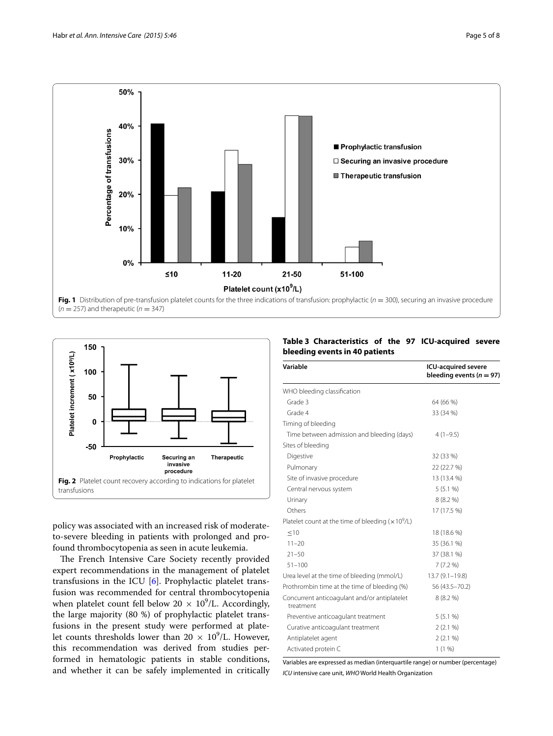**Fig. 1** Distribution of pre-transfusion platelet counts for the three indications of transfusion: prophylactic ($n = 300$), securing an invasive procedure ($n = 257$) and therapeutic ($n = 347$)

**Fig. 2** Platelet count recovery according to indications for platelet transfusions

policy was associated with an increased risk of moderate-to-severe bleeding in patients with prolonged and profound thrombocytopenia as seen in acute leukemia.

The French Intensive Care Society recently provided expert recommendations in the management of platelet transfusions in the ICU [6]. Prophylactic platelet transfusion was recommended for central thrombocytopenia when platelet count fell below $20 \times 10^9$/L. Accordingly, the large majority (80 %) of prophylactic platelet transfusions in the present study were performed at platelet counts thresholds lower than $20 \times 10^9$/L. However, this recommendation was derived from studies performed in hematologic patients in stable conditions, and whether it can be safely implemented in critically

**Table 3 Characteristics of the 97 ICU-acquired severe bleeding events in 40 patients**

| Variable | ICU-acquired severe bleeding events ($n = 97$) |
|---|---|
| WHO bleeding classification | |
| Grade 3 | 64 (66 %) |
| Grade 4 | 33 (34 %) |
| Timing of bleeding | |
| Time between admission and bleeding (days) | 4 (1–9.5) |
| Sites of bleeding | |
| Digestive | 32 (33 %) |
| Pulmonary | 22 (22.7 %) |
| Site of invasive procedure | 13 (13.4 %) |
| Central nervous system | 5 (5.1 %) |
| Urinary | 8 (8.2 %) |
| Others | 17 (17.5 %) |
| Platelet count at the time of bleeding ($\times 10^9$/L) | |
| ≤10 | 18 (18.6 %) |
| 11–20 | 35 (36.1 %) |
| 21–50 | 37 (38.1 %) |
| 51–100 | 7 (7.2 %) |
| Urea level at the time of bleeding (mmol/L) | 13.7 (9.1–19.8) |
| Prothrombin time at the time of bleeding (%) | 56 (43.5–70.2) |
| Concurrent anticoagulant and/or antiplatelet treatment | 8 (8.2 %) |
| Preventive anticoagulant treatment | 5 (5.1 %) |
| Curative anticoagulant treatment | 2 (2.1 %) |
| Antiplatelet agent | 2 (2.1 %) |
| Activated protein C | 1 (1 %) |

Variables are expressed as median (interquartile range) or number (percentage)

*ICU* intensive care unit, *WHO* World Health Organization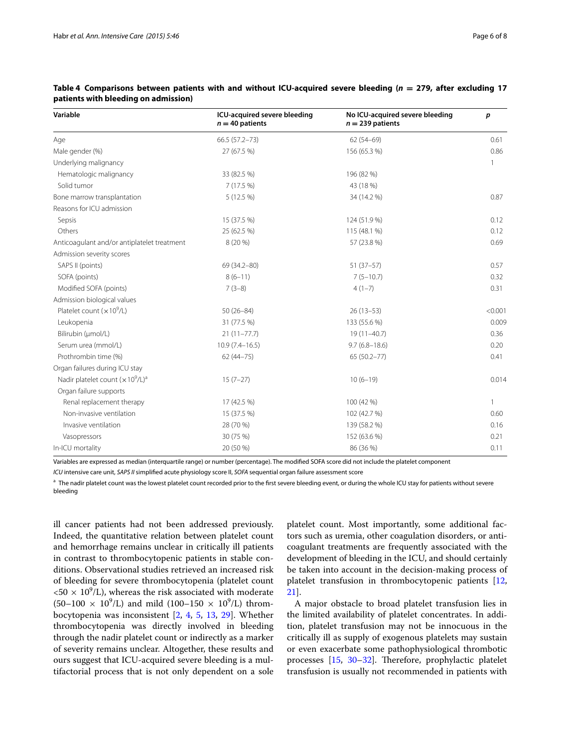**Table 4 Comparisons between patients with and without ICU-acquired severe bleeding ($n$ = 279, after excluding 17 patients with bleeding on admission)**

| Variable | ICU-acquired severe bleeding $n = 40$ patients | No ICU-acquired severe bleeding $n = 239$ patients | $p$ |
|---|---|---|---|
| Age | 66.5 (57.2–73) | 62 (54–69) | 0.61 |
| Male gender (%) | 27 (67.5 %) | 156 (65.3 %) | 0.86 |
| Underlying malignancy | | | 1 |
| Hematologic malignancy | 33 (82.5 %) | 196 (82 %) | |
| Solid tumor | 7 (17.5 %) | 43 (18 %) | |
| Bone marrow transplantation | 5 (12.5 %) | 34 (14.2 %) | 0.87 |
| Reasons for ICU admission | | | |
| Sepsis | 15 (37.5 %) | 124 (51.9 %) | 0.12 |
| Others | 25 (62.5 %) | 115 (48.1 %) | 0.12 |
| Anticoagulant and/or antiplatelet treatment | 8 (20 %) | 57 (23.8 %) | 0.69 |
| Admission severity scores | | | |
| SAPS II (points) | 69 (34.2–80) | 51 (37–57) | 0.57 |
| SOFA (points) | 8 (6–11) | 7 (5–10.7) | 0.32 |
| Modified SOFA (points) | 7 (3–8) | 4 (1–7) | 0.31 |
| Admission biological values | | | |
| Platelet count ($\times 10^9$/L) | 50 (26–84) | 26 (13–53) | <0.001 |
| Leukopenia | 31 (77.5 %) | 133 (55.6 %) | 0.009 |
| Bilirubin (μmol/L) | 21 (11–77.7) | 19 (11–40.7) | 0.36 |
| Serum urea (mmol/L) | 10.9 (7.4–16.5) | 9.7 (6.8–18.6) | 0.20 |
| Prothrombin time (%) | 62 (44–75) | 65 (50.2–77) | 0.41 |
| Organ failures during ICU stay | | | |
| Nadir platelet count ($\times 10^9$/L)[a] | 15 (7–27) | 10 (6–19) | 0.014 |
| Organ failure supports | | | |
| Renal replacement therapy | 17 (42.5 %) | 100 (42 %) | 1 |
| Non-invasive ventilation | 15 (37.5 %) | 102 (42.7 %) | 0.60 |
| Invasive ventilation | 28 (70 %) | 139 (58.2 %) | 0.16 |
| Vasopressors | 30 (75 %) | 152 (63.6 %) | 0.21 |
| In-ICU mortality | 20 (50 %) | 86 (36 %) | 0.11 |

Variables are expressed as median (interquartile range) or number (percentage). The modified SOFA score did not include the platelet component

*ICU* intensive care unit, *SAPS II* simplified acute physiology score II, *SOFA* sequential organ failure assessment score

[a] The nadir platelet count was the lowest platelet count recorded prior to the first severe bleeding event, or during the whole ICU stay for patients without severe bleeding

ill cancer patients had not been addressed previously. Indeed, the quantitative relation between platelet count and hemorrhage remains unclear in critically ill patients in contrast to thrombocytopenic patients in stable conditions. Observational studies retrieved an increased risk of bleeding for severe thrombocytopenia (platelet count $<50 \times 10^9$/L), whereas the risk associated with moderate $(50–100 \times 10^9$/L) and mild $(100–150 \times 10^9$/L) thrombocytopenia was inconsistent [2, 4, 5, 13, 29]. Whether thrombocytopenia was directly involved in bleeding through the nadir platelet count or indirectly as a marker of severity remains unclear. Altogether, these results and ours suggest that ICU-acquired severe bleeding is a multifactorial process that is not only dependent on a sole platelet count. Most importantly, some additional factors such as uremia, other coagulation disorders, or anticoagulant treatments are frequently associated with the development of bleeding in the ICU, and should certainly be taken into account in the decision-making process of platelet transfusion in thrombocytopenic patients [12, 21].

A major obstacle to broad platelet transfusion lies in the limited availability of platelet concentrates. In addition, platelet transfusion may not be innocuous in the critically ill as supply of exogenous platelets may sustain or even exacerbate some pathophysiological thrombotic processes [15, 30–32]. Therefore, prophylactic platelet transfusion is usually not recommended in patients with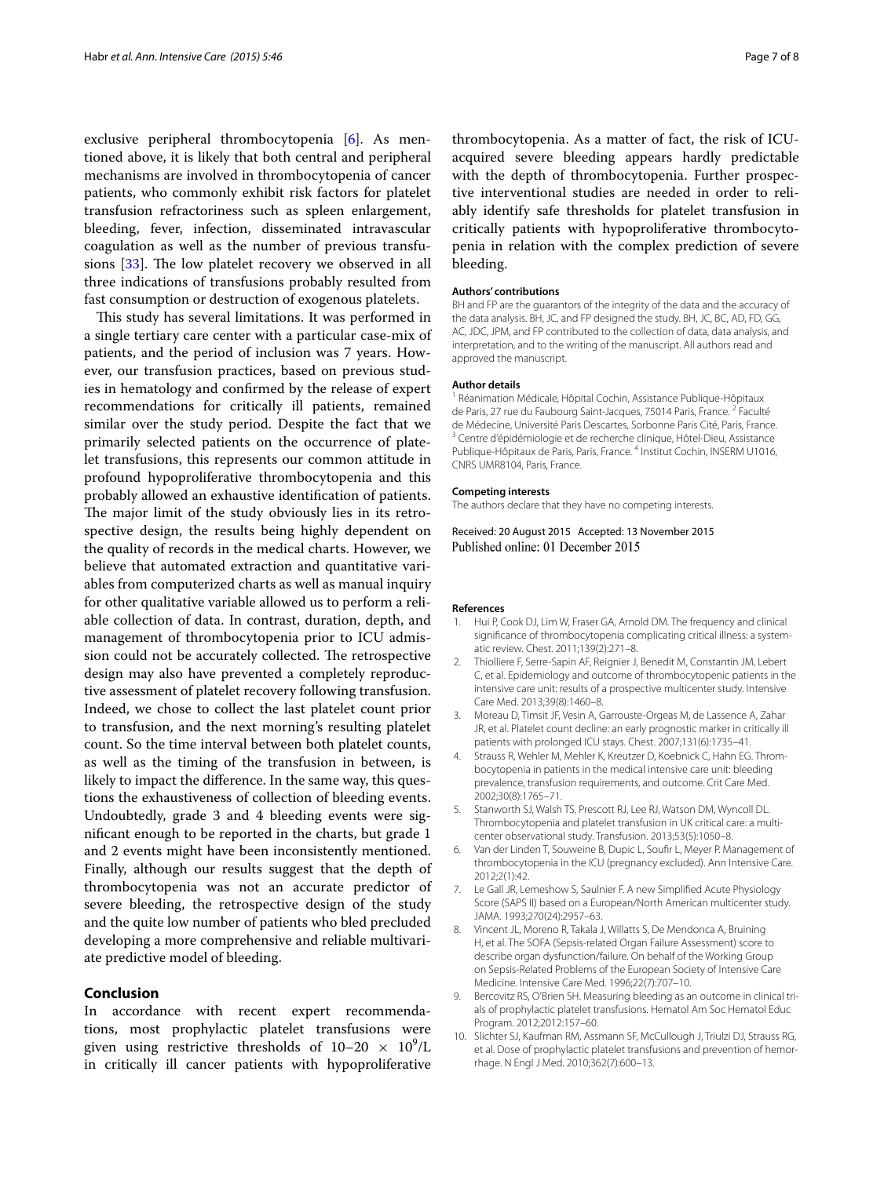exclusive peripheral thrombocytopenia [6]. As mentioned above, it is likely that both central and peripheral mechanisms are involved in thrombocytopenia of cancer patients, who commonly exhibit risk factors for platelet transfusion refractoriness such as spleen enlargement, bleeding, fever, infection, disseminated intravascular coagulation as well as the number of previous transfusions [33]. The low platelet recovery we observed in all three indications of transfusions probably resulted from fast consumption or destruction of exogenous platelets.

This study has several limitations. It was performed in a single tertiary care center with a particular case-mix of patients, and the period of inclusion was 7 years. However, our transfusion practices, based on previous studies in hematology and confirmed by the release of expert recommendations for critically ill patients, remained similar over the study period. Despite the fact that we primarily selected patients on the occurrence of platelet transfusions, this represents our common attitude in profound hypoproliferative thrombocytopenia and this probably allowed an exhaustive identification of patients. The major limit of the study obviously lies in its retrospective design, the results being highly dependent on the quality of records in the medical charts. However, we believe that automated extraction and quantitative variables from computerized charts as well as manual inquiry for other qualitative variable allowed us to perform a reliable collection of data. In contrast, duration, depth, and management of thrombocytopenia prior to ICU admission could not be accurately collected. The retrospective design may also have prevented a completely reproductive assessment of platelet recovery following transfusion. Indeed, we chose to collect the last platelet count prior to transfusion, and the next morning's resulting platelet count. So the time interval between both platelet counts, as well as the timing of the transfusion in between, is likely to impact the difference. In the same way, this questions the exhaustiveness of collection of bleeding events. Undoubtedly, grade 3 and 4 bleeding events were significant enough to be reported in the charts, but grade 1 and 2 events might have been inconsistently mentioned. Finally, although our results suggest that the depth of thrombocytopenia was not an accurate predictor of severe bleeding, the retrospective design of the study and the quite low number of patients who bled precluded developing a more comprehensive and reliable multivariate predictive model of bleeding.

## Conclusion

In accordance with recent expert recommendations, most prophylactic platelet transfusions were given using restrictive thresholds of $10–20 \times 10^9$/L in critically ill cancer patients with hypoproliferative thrombocytopenia. As a matter of fact, the risk of ICU-acquired severe bleeding appears hardly predictable with the depth of thrombocytopenia. Further prospective interventional studies are needed in order to reliably identify safe thresholds for platelet transfusion in critically patients with hypoproliferative thrombocytopenia in relation with the complex prediction of severe bleeding.

#### Authors' contributions

BH and FP are the guarantors of the integrity of the data and the accuracy of the data analysis. BH, JC, and FP designed the study. BH, JC, BC, AD, FD, GG, AC, JDC, JPM, and FP contributed to the collection of data, data analysis, and interpretation, and to the writing of the manuscript. All authors read and approved the manuscript.

#### Author details

[1] Réanimation Médicale, Hôpital Cochin, Assistance Publique-Hôpitaux de Paris, 27 rue du Faubourg Saint-Jacques, 75014 Paris, France. [2] Faculté de Médecine, Université Paris Descartes, Sorbonne Paris Cité, Paris, France. [3] Centre d'épidémiologie et de recherche clinique, Hôtel-Dieu, Assistance Publique-Hôpitaux de Paris, Paris, France. [4] Institut Cochin, INSERM U1016, CNRS UMR8104, Paris, France.

#### Competing interests

The authors declare that they have no competing interests.

Received: 20 August 2015 Accepted: 13 November 2015
Published online: 01 December 2015

#### References

1. Hui P, Cook DJ, Lim W, Fraser GA, Arnold DM. The frequency and clinical significance of thrombocytopenia complicating critical illness: a systematic review. Chest. 2011;139(2):271–8.
2. Thiolliere F, Serre-Sapin AF, Reignier J, Benedit M, Constantin JM, Lebert C, et al. Epidemiology and outcome of thrombocytopenic patients in the intensive care unit: results of a prospective multicenter study. Intensive Care Med. 2013;39(8):1460–8.
3. Moreau D, Timsit JF, Vesin A, Garrouste-Orgeas M, de Lassence A, Zahar JR, et al. Platelet count decline: an early prognostic marker in critically ill patients with prolonged ICU stays. Chest. 2007;131(6):1735–41.
4. Strauss R, Wehler M, Mehler K, Kreutzer D, Koebnick C, Hahn EG. Thrombocytopenia in patients in the medical intensive care unit: bleeding prevalence, transfusion requirements, and outcome. Crit Care Med. 2002;30(8):1765–71.
5. Stanworth SJ, Walsh TS, Prescott RJ, Lee RJ, Watson DM, Wyncoll DL. Thrombocytopenia and platelet transfusion in UK critical care: a multicenter observational study. Transfusion. 2013;53(5):1050–8.
6. Van der Linden T, Souweine B, Dupic L, Soufir L, Meyer P. Management of thrombocytopenia in the ICU (pregnancy excluded). Ann Intensive Care. 2012;2(1):42.
7. Le Gall JR, Lemeshow S, Saulnier F. A new Simplified Acute Physiology Score (SAPS II) based on a European/North American multicenter study. JAMA. 1993;270(24):2957–63.
8. Vincent JL, Moreno R, Takala J, Willatts S, De Mendonca A, Bruining H, et al. The SOFA (Sepsis-related Organ Failure Assessment) score to describe organ dysfunction/failure. On behalf of the Working Group on Sepsis-Related Problems of the European Society of Intensive Care Medicine. Intensive Care Med. 1996;22(7):707–10.
9. Bercovitz RS, O'Brien SH. Measuring bleeding as an outcome in clinical trials of prophylactic platelet transfusions. Hematol Am Soc Hematol Educ Program. 2012;2012:157–60.
10. Slichter SJ, Kaufman RM, Assmann SF, McCullough J, Triulzi DJ, Strauss RG, et al. Dose of prophylactic platelet transfusions and prevention of hemorrhage. N Engl J Med. 2010;362(7):600–13.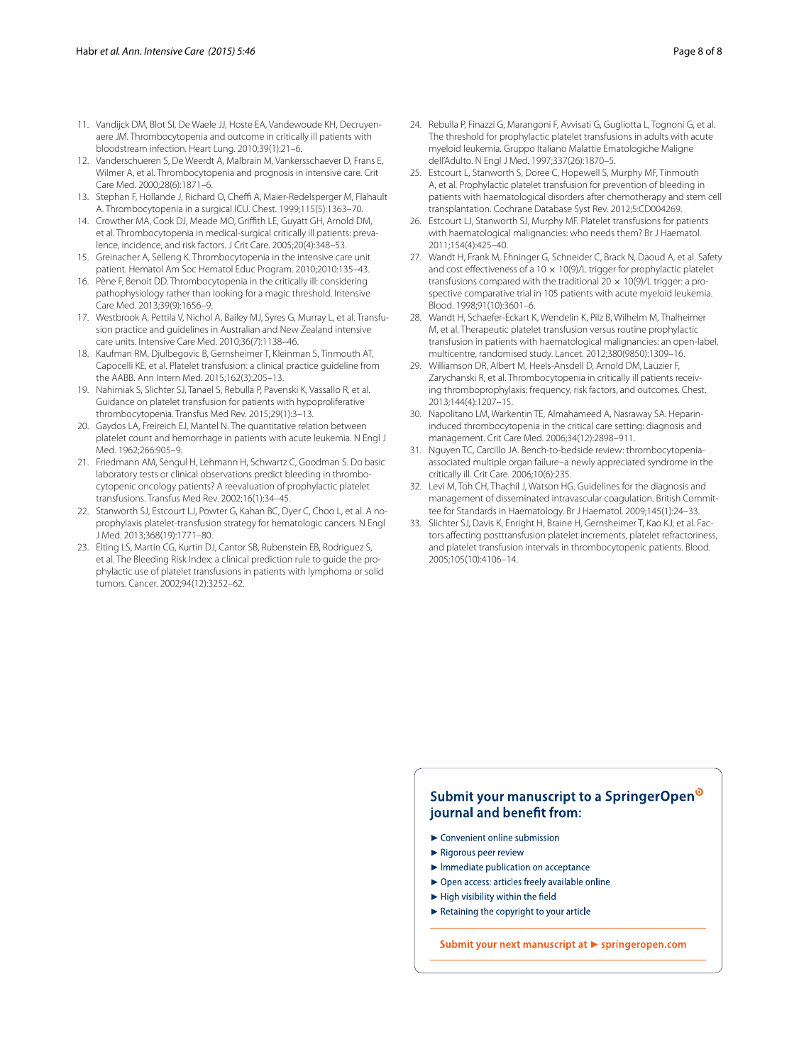11. Vandijck DM, Blot SI, De Waele JJ, Hoste EA, Vandewoude KH, Decruyenaere JM. Thrombocytopenia and outcome in critically ill patients with bloodstream infection. Heart Lung. 2010;39(1):21–6.
12. Vanderschueren S, De Weerdt A, Malbrain M, Vankersschaever D, Frans E, Wilmer A, et al. Thrombocytopenia and prognosis in intensive care. Crit Care Med. 2000;28(6):1871–6.
13. Stephan F, Hollande J, Richard O, Cheffi A, Maier-Redelsperger M, Flahault A. Thrombocytopenia in a surgical ICU. Chest. 1999;115(5):1363–70.
14. Crowther MA, Cook DJ, Meade MO, Griffith LE, Guyatt GH, Arnold DM, et al. Thrombocytopenia in medical-surgical critically ill patients: prevalence, incidence, and risk factors. J Crit Care. 2005;20(4):348–53.
15. Greinacher A, Selleng K. Thrombocytopenia in the intensive care unit patient. Hematol Am Soc Hematol Educ Program. 2010;2010:135–43.
16. Pène F, Benoit DD. Thrombocytopenia in the critically ill: considering pathophysiology rather than looking for a magic threshold. Intensive Care Med. 2013;39(9):1656–9.
17. Westbrook A, Pettila V, Nichol A, Bailey MJ, Syres G, Murray L, et al. Transfusion practice and guidelines in Australian and New Zealand intensive care units. Intensive Care Med. 2010;36(7):1138–46.
18. Kaufman RM, Djulbegovic B, Gernsheimer T, Kleinman S, Tinmouth AT, Capocelli KE, et al. Platelet transfusion: a clinical practice guideline from the AABB. Ann Intern Med. 2015;162(3):205–13.
19. Nahirniak S, Slichter SJ, Tanael S, Rebulla P, Pavenski K, Vassallo R, et al. Guidance on platelet transfusion for patients with hypoproliferative thrombocytopenia. Transfus Med Rev. 2015;29(1):3–13.
20. Gaydos LA, Freireich EJ, Mantel N. The quantitative relation between platelet count and hemorrhage in patients with acute leukemia. N Engl J Med. 1962;266:905–9.
21. Friedmann AM, Sengul H, Lehmann H, Schwartz C, Goodman S. Do basic laboratory tests or clinical observations predict bleeding in thrombocytopenic oncology patients? A reevaluation of prophylactic platelet transfusions. Transfus Med Rev. 2002;16(1):34–45.
22. Stanworth SJ, Estcourt LJ, Powter G, Kahan BC, Dyer C, Choo L, et al. A no-prophylaxis platelet-transfusion strategy for hematologic cancers. N Engl J Med. 2013;368(19):1771–80.
23. Elting LS, Martin CG, Kurtin DJ, Cantor SB, Rubenstein EB, Rodriguez S, et al. The Bleeding Risk Index: a clinical prediction rule to guide the prophylactic use of platelet transfusions in patients with lymphoma or solid tumors. Cancer. 2002;94(12):3252–62.
24. Rebulla P, Finazzi G, Marangoni F, Avvisati G, Gugliotta L, Tognoni G, et al. The threshold for prophylactic platelet transfusions in adults with acute myeloid leukemia. Gruppo Italiano Malattie Ematologiche Maligne dell'Adulto. N Engl J Med. 1997;337(26):1870–5.
25. Estcourt L, Stanworth S, Doree C, Hopewell S, Murphy MF, Tinmouth A, et al. Prophylactic platelet transfusion for prevention of bleeding in patients with haematological disorders after chemotherapy and stem cell transplantation. Cochrane Database Syst Rev. 2012;5:CD004269.
26. Estcourt LJ, Stanworth SJ, Murphy MF. Platelet transfusions for patients with haematological malignancies: who needs them? Br J Haematol. 2011;154(4):425–40.
27. Wandt H, Frank M, Ehninger G, Schneider C, Brack N, Daoud A, et al. Safety and cost effectiveness of a $10 \times 10(9)$/L trigger for prophylactic platelet transfusions compared with the traditional $20 \times 10(9)$/L trigger: a prospective comparative trial in 105 patients with acute myeloid leukemia. Blood. 1998;91(10):3601–6.
28. Wandt H, Schaefer-Eckart K, Wendelin K, Pilz B, Wilhelm M, Thalheimer M, et al. Therapeutic platelet transfusion versus routine prophylactic transfusion in patients with haematological malignancies: an open-label, multicentre, randomised study. Lancet. 2012;380(9850):1309–16.
29. Williamson DR, Albert M, Heels-Ansdell D, Arnold DM, Lauzier F, Zarychanski R, et al. Thrombocytopenia in critically ill patients receiving thromboprophylaxis: frequency, risk factors, and outcomes. Chest. 2013;144(4):1207–15.
30. Napolitano LM, Warkentin TE, Almahameed A, Nasraway SA. Heparin-induced thrombocytopenia in the critical care setting: diagnosis and management. Crit Care Med. 2006;34(12):2898–911.
31. Nguyen TC, Carcillo JA. Bench-to-bedside review: thrombocytopenia-associated multiple organ failure–a newly appreciated syndrome in the critically ill. Crit Care. 2006;10(6):235.
32. Levi M, Toh CH, Thachil J, Watson HG. Guidelines for the diagnosis and management of disseminated intravascular coagulation. British Committee for Standards in Haematology. Br J Haematol. 2009;145(1):24–33.
33. Slichter SJ, Davis K, Enright H, Braine H, Gernsheimer T, Kao KJ, et al. Factors affecting posttransfusion platelet increments, platelet refractoriness, and platelet transfusion intervals in thrombocytopenic patients. Blood. 2005;105(10):4106–14.

**Submit your manuscript to a SpringerOpen journal and benefit from:**

- ► Convenient online submission
- ► Rigorous peer review
- ► Immediate publication on acceptance
- ► Open access: articles freely available online
- ► High visibility within the field
- ► Retaining the copyright to your article

**Submit your next manuscript at ► springeropen.com**